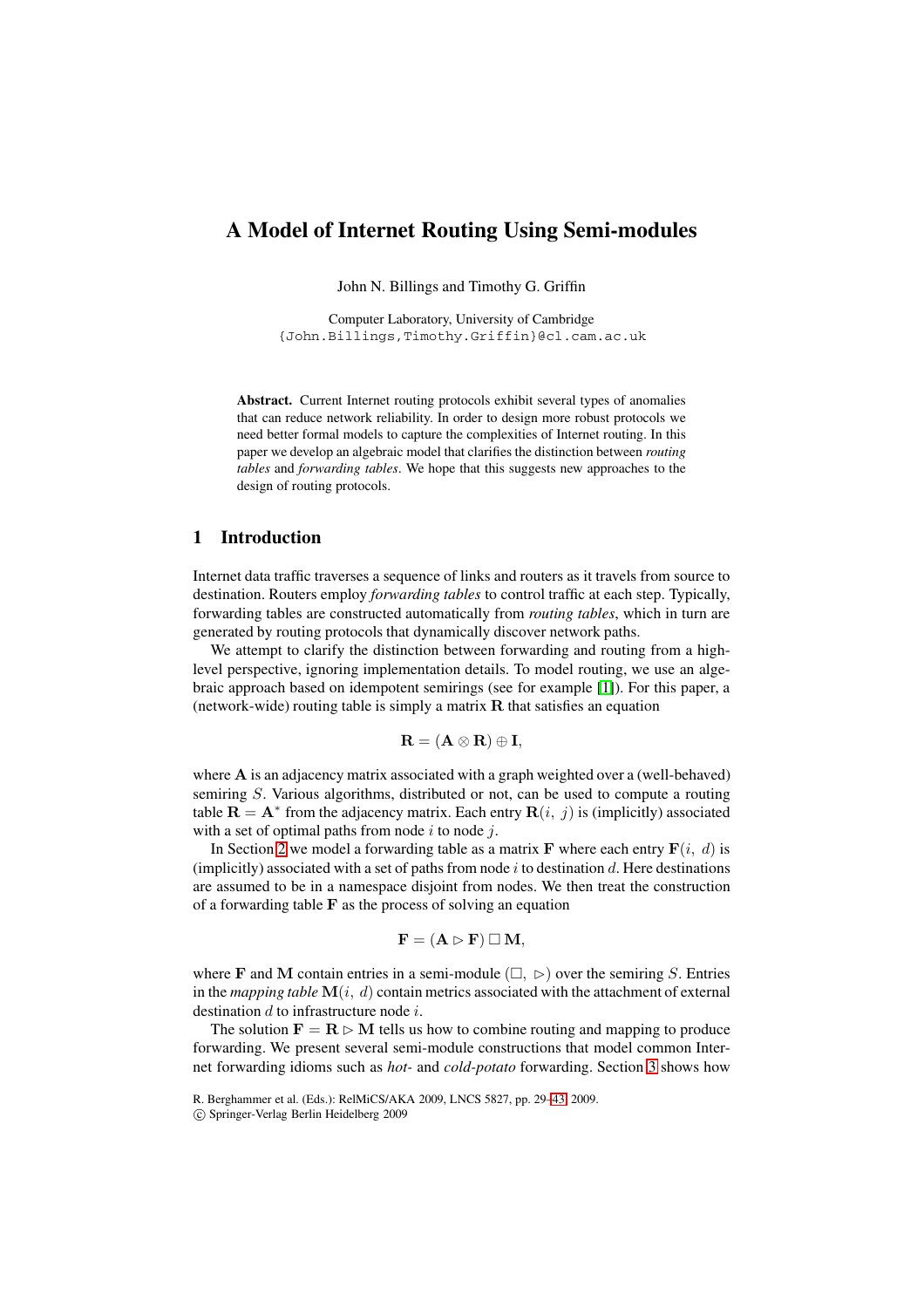# A Model of Internet Routing Using Semi-modules

John N. Billings and Timothy G. Griffin

Computer Laboratory, University of Cambridge
{John.Billings,Timothy.Griffin}@cl.cam.ac.uk

**Abstract.** Current Internet routing protocols exhibit several types of anomalies that can reduce network reliability. In order to design more robust protocols we need better formal models to capture the complexities of Internet routing. In this paper we develop an algebraic model that clarifies the distinction between *routing tables* and *forwarding tables*. We hope that this suggests new approaches to the design of routing protocols.

## 1 Introduction

Internet data traffic traverses a sequence of links and routers as it travels from source to destination. Routers employ *forwarding tables* to control traffic at each step. Typically, forwarding tables are constructed automatically from *routing tables*, which in turn are generated by routing protocols that dynamically discover network paths.

We attempt to clarify the distinction between forwarding and routing from a high-level perspective, ignoring implementation details. To model routing, we use an algebraic approach based on idempotent semirings (see for example [1]). For this paper, a (network-wide) routing table is simply a matrix $\mathbf{R}$ that satisfies an equation

$$\mathbf{R} = (\mathbf{A} \otimes \mathbf{R}) \oplus \mathbf{I},$$

where $\mathbf{A}$ is an adjacency matrix associated with a graph weighted over a (well-behaved) semiring $S$. Various algorithms, distributed or not, can be used to compute a routing table $\mathbf{R} = \mathbf{A}^*$ from the adjacency matrix. Each entry $\mathbf{R}(i,\ j)$ is (implicitly) associated with a set of optimal paths from node $i$ to node $j$.

In Section 2 we model a forwarding table as a matrix $\mathbf{F}$ where each entry $\mathbf{F}(i,\ d)$ is (implicitly) associated with a set of paths from node $i$ to destination $d$. Here destinations are assumed to be in a namespace disjoint from nodes. We then treat the construction of a forwarding table $\mathbf{F}$ as the process of solving an equation

$$\mathbf{F} = (\mathbf{A} \rhd \mathbf{F}) \,\square\, \mathbf{M},$$

where $\mathbf{F}$ and $\mathbf{M}$ contain entries in a semi-module $(\square,\ \rhd)$ over the semiring $S$. Entries in the *mapping table* $\mathbf{M}(i,\ d)$ contain metrics associated with the attachment of external destination $d$ to infrastructure node $i$.

The solution $\mathbf{F} = \mathbf{R} \rhd \mathbf{M}$ tells us how to combine routing and mapping to produce forwarding. We present several semi-module constructions that model common Internet forwarding idioms such as *hot-* and *cold-potato* forwarding. Section 3 shows how

R. Berghammer et al. (Eds.): RelMiCS/AKA 2009, LNCS 5827, pp. 29–43, 2009.
© Springer-Verlag Berlin Heidelberg 2009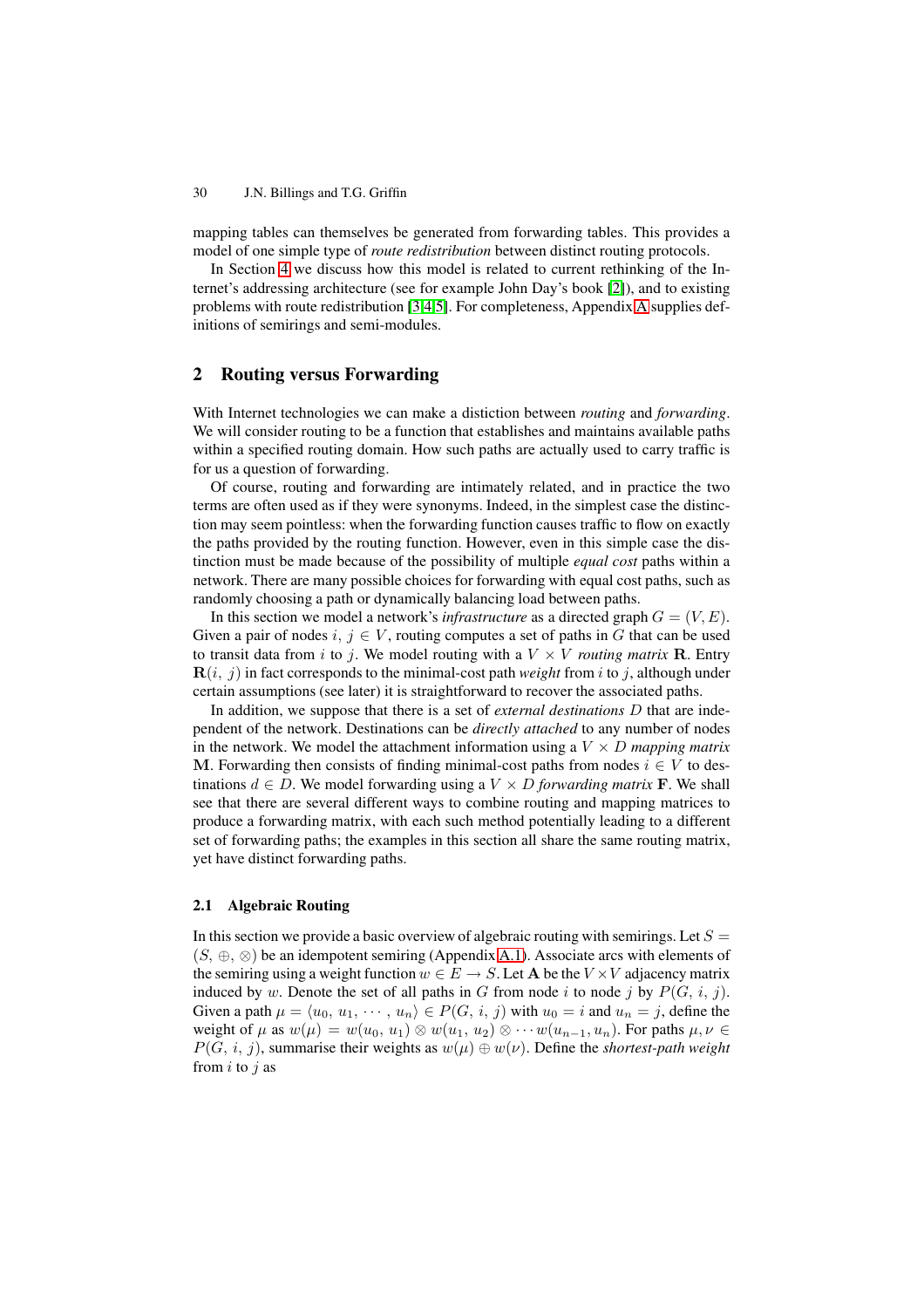mapping tables can themselves be generated from forwarding tables. This provides a model of one simple type of *route redistribution* between distinct routing protocols.

In Section 4 we discuss how this model is related to current rethinking of the Internet's addressing architecture (see for example John Day's book [2]), and to existing problems with route redistribution [3,4,5]. For completeness, Appendix A supplies definitions of semirings and semi-modules.

## 2 Routing versus Forwarding

With Internet technologies we can make a distiction between *routing* and *forwarding*. We will consider routing to be a function that establishes and maintains available paths within a specified routing domain. How such paths are actually used to carry traffic is for us a question of forwarding.

Of course, routing and forwarding are intimately related, and in practice the two terms are often used as if they were synonyms. Indeed, in the simplest case the distinction may seem pointless: when the forwarding function causes traffic to flow on exactly the paths provided by the routing function. However, even in this simple case the distinction must be made because of the possibility of multiple *equal cost* paths within a network. There are many possible choices for forwarding with equal cost paths, such as randomly choosing a path or dynamically balancing load between paths.

In this section we model a network's *infrastructure* as a directed graph $G = (V, E)$. Given a pair of nodes $i,\ j \in V$, routing computes a set of paths in $G$ that can be used to transit data from $i$ to $j$. We model routing with a $V \times V$ *routing matrix* $\mathbf{R}$. Entry $\mathbf{R}(i,\ j)$ in fact corresponds to the minimal-cost path *weight* from $i$ to $j$, although under certain assumptions (see later) it is straightforward to recover the associated paths.

In addition, we suppose that there is a set of *external destinations* $D$ that are independent of the network. Destinations can be *directly attached* to any number of nodes in the network. We model the attachment information using a $V \times D$ *mapping matrix* $\mathbf{M}$. Forwarding then consists of finding minimal-cost paths from nodes $i \in V$ to destinations $d \in D$. We model forwarding using a $V \times D$ *forwarding matrix* $\mathbf{F}$. We shall see that there are several different ways to combine routing and mapping matrices to produce a forwarding matrix, with each such method potentially leading to a different set of forwarding paths; the examples in this section all share the same routing matrix, yet have distinct forwarding paths.

### 2.1 Algebraic Routing

In this section we provide a basic overview of algebraic routing with semirings. Let $S = (S,\ \oplus,\ \otimes)$ be an idempotent semiring (Appendix A.1). Associate arcs with elements of the semiring using a weight function $w \in E \rightarrow S$. Let $\mathbf{A}$ be the $V \times V$ adjacency matrix induced by $w$. Denote the set of all paths in $G$ from node $i$ to node $j$ by $P(G,\ i,\ j)$. Given a path $\mu = \langle u_0,\ u_1,\ \cdots,\ u_n \rangle \in P(G,\ i,\ j)$ with $u_0 = i$ and $u_n = j$, define the weight of $\mu$ as $w(\mu) = w(u_0,\ u_1) \otimes w(u_1,\ u_2) \otimes \cdots w(u_{n-1}, u_n)$. For paths $\mu, \nu \in P(G,\ i,\ j)$, summarise their weights as $w(\mu) \oplus w(\nu)$. Define the *shortest-path weight* from $i$ to $j$ as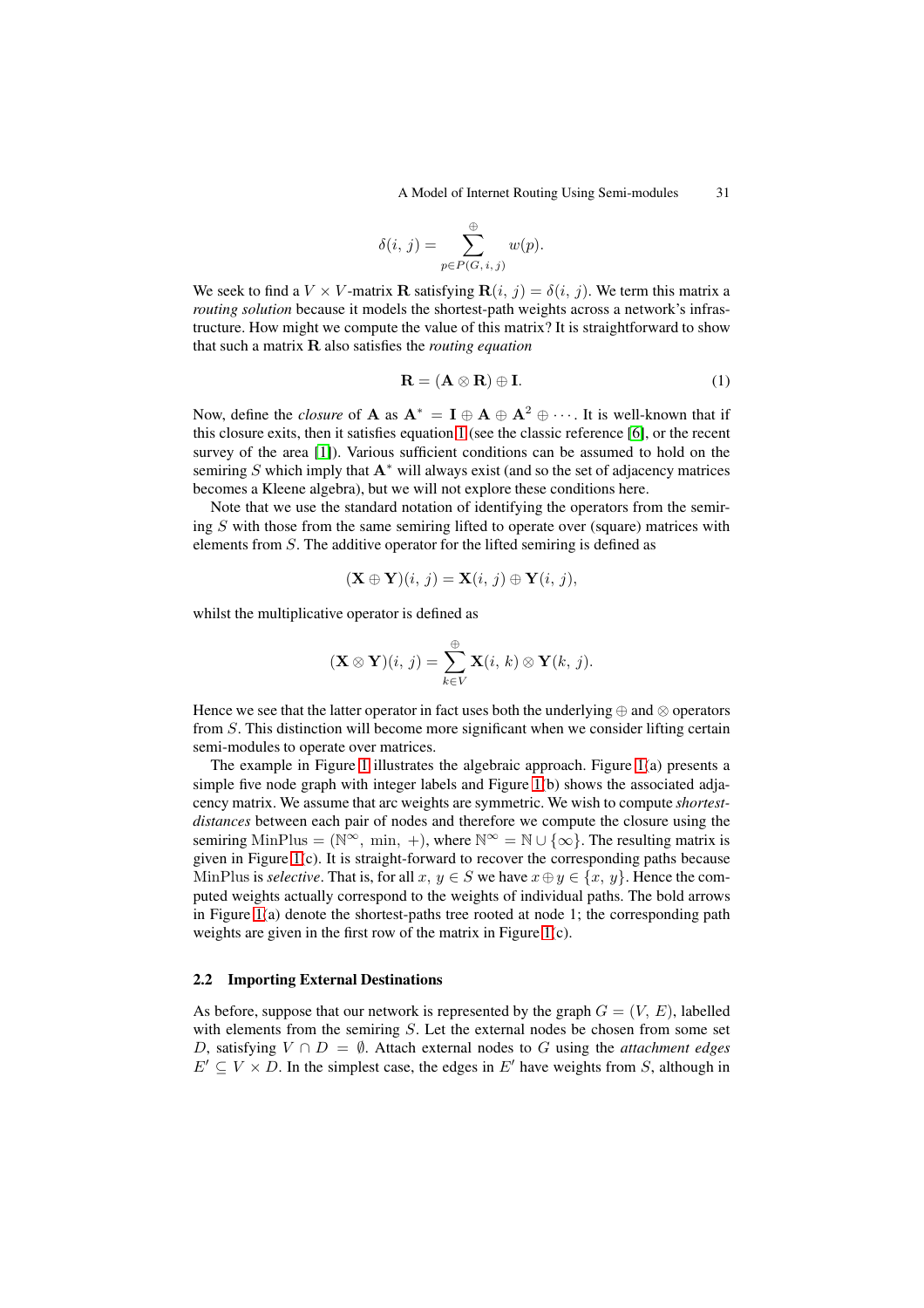$$\delta(i,\, j) = \sum_{p \in P(G,\, i,\, j)}^{\oplus} w(p).$$

We seek to find a $V \times V$-matrix $\mathbf{R}$ satisfying $\mathbf{R}(i,\, j) = \delta(i,\, j)$. We term this matrix a *routing solution* because it models the shortest-path weights across a network's infrastructure. How might we compute the value of this matrix? It is straightforward to show that such a matrix $\mathbf{R}$ also satisfies the *routing equation*

$$\mathbf{R} = (\mathbf{A} \otimes \mathbf{R}) \oplus \mathbf{I}. \tag{1}$$

Now, define the *closure* of $\mathbf{A}$ as $\mathbf{A}^* = \mathbf{I} \oplus \mathbf{A} \oplus \mathbf{A}^2 \oplus \cdots$. It is well-known that if this closure exits, then it satisfies equation 1 (see the classic reference [6], or the recent survey of the area [1]). Various sufficient conditions can be assumed to hold on the semiring $S$ which imply that $\mathbf{A}^*$ will always exist (and so the set of adjacency matrices becomes a Kleene algebra), but we will not explore these conditions here.

Note that we use the standard notation of identifying the operators from the semiring $S$ with those from the same semiring lifted to operate over (square) matrices with elements from $S$. The additive operator for the lifted semiring is defined as

$$(\mathbf{X} \oplus \mathbf{Y})(i,\, j) = \mathbf{X}(i,\, j) \oplus \mathbf{Y}(i,\, j),$$

whilst the multiplicative operator is defined as

$$(\mathbf{X} \otimes \mathbf{Y})(i,\, j) = \sum_{k \in V}^{\oplus} \mathbf{X}(i,\, k) \otimes \mathbf{Y}(k,\, j).$$

Hence we see that the latter operator in fact uses both the underlying $\oplus$ and $\otimes$ operators from $S$. This distinction will become more significant when we consider lifting certain semi-modules to operate over matrices.

The example in Figure 1 illustrates the algebraic approach. Figure 1(a) presents a simple five node graph with integer labels and Figure 1(b) shows the associated adjacency matrix. We assume that arc weights are symmetric. We wish to compute *shortest-distances* between each pair of nodes and therefore we compute the closure using the semiring $\mathrm{MinPlus} = (\mathbb{N}^{\infty},\, \min,\, +)$, where $\mathbb{N}^{\infty} = \mathbb{N} \cup \{\infty\}$. The resulting matrix is given in Figure 1(c). It is straight-forward to recover the corresponding paths because $\mathrm{MinPlus}$ is *selective*. That is, for all $x,\, y \in S$ we have $x \oplus y \in \{x,\, y\}$. Hence the computed weights actually correspond to the weights of individual paths. The bold arrows in Figure 1(a) denote the shortest-paths tree rooted at node 1; the corresponding path weights are given in the first row of the matrix in Figure 1(c).

### 2.2 Importing External Destinations

As before, suppose that our network is represented by the graph $G = (V,\, E)$, labelled with elements from the semiring $S$. Let the external nodes be chosen from some set $D$, satisfying $V \cap D = \emptyset$. Attach external nodes to $G$ using the *attachment edges* $E' \subseteq V \times D$. In the simplest case, the edges in $E'$ have weights from $S$, although in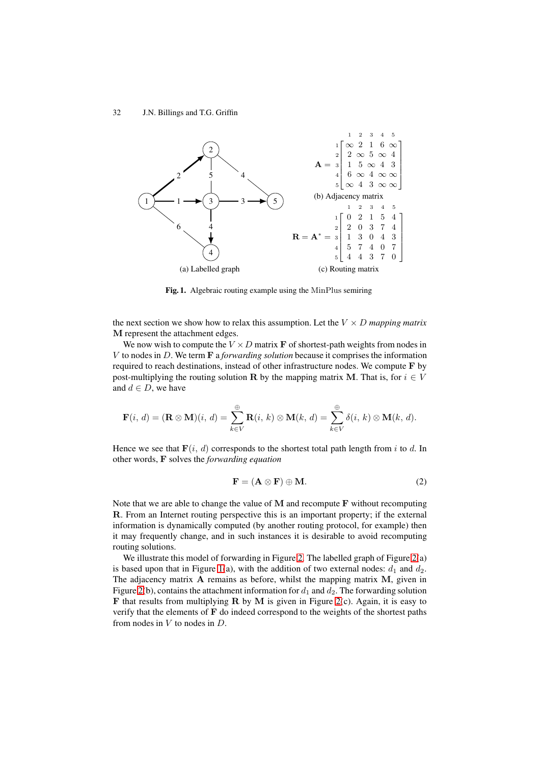$$\mathbf{A} = \begin{array}{c} \\ 1 \\ 2 \\ 3 \\ 4 \\ 5 \end{array} \begin{array}{c} \begin{array}{ccccc} 1 & 2 & 3 & 4 & 5 \end{array} \\ \begin{bmatrix} \infty & 2 & 1 & 6 & \infty \\ 2 & \infty & 5 & \infty & 4 \\ 1 & 5 & \infty & 4 & 3 \\ 6 & \infty & 4 & \infty & \infty \\ \infty & 4 & 3 & \infty & \infty \end{bmatrix} \end{array}$$

(a) Labelled graph

(b) Adjacency matrix

$$\mathbf{R} = \mathbf{A}^* = \begin{array}{c} \\ 1 \\ 2 \\ 3 \\ 4 \\ 5 \end{array} \begin{array}{c} \begin{array}{ccccc} 1 & 2 & 3 & 4 & 5 \end{array} \\ \begin{bmatrix} 0 & 2 & 1 & 5 & 4 \\ 2 & 0 & 3 & 7 & 4 \\ 1 & 3 & 0 & 4 & 3 \\ 5 & 7 & 4 & 0 & 7 \\ 4 & 4 & 3 & 7 & 0 \end{bmatrix} \end{array}$$

(c) Routing matrix

**Fig. 1.** Algebraic routing example using the MinPlus semiring

the next section we show how to relax this assumption. Let the $V \times D$ *mapping matrix* $\mathbf{M}$ represent the attachment edges.

We now wish to compute the $V \times D$ matrix $\mathbf{F}$ of shortest-path weights from nodes in $V$ to nodes in $D$. We term $\mathbf{F}$ a *forwarding solution* because it comprises the information required to reach destinations, instead of other infrastructure nodes. We compute $\mathbf{F}$ by post-multiplying the routing solution $\mathbf{R}$ by the mapping matrix $\mathbf{M}$. That is, for $i \in V$ and $d \in D$, we have

$$\mathbf{F}(i,\, d) = (\mathbf{R} \otimes \mathbf{M})(i,\, d) = \sum_{k \in V}^{\oplus} \mathbf{R}(i,\, k) \otimes \mathbf{M}(k,\, d) = \sum_{k \in V}^{\oplus} \delta(i,\, k) \otimes \mathbf{M}(k,\, d).$$

Hence we see that $\mathbf{F}(i,\, d)$ corresponds to the shortest total path length from $i$ to $d$. In other words, $\mathbf{F}$ solves the *forwarding equation*

$$\mathbf{F} = (\mathbf{A} \otimes \mathbf{F}) \oplus \mathbf{M}. \tag{2}$$

Note that we are able to change the value of $\mathbf{M}$ and recompute $\mathbf{F}$ without recomputing $\mathbf{R}$. From an Internet routing perspective this is an important property; if the external information is dynamically computed (by another routing protocol, for example) then it may frequently change, and in such instances it is desirable to avoid recomputing routing solutions.

We illustrate this model of forwarding in Figure 2. The labelled graph of Figure 2(a) is based upon that in Figure 1(a), with the addition of two external nodes: $d_1$ and $d_2$. The adjacency matrix $\mathbf{A}$ remains as before, whilst the mapping matrix $\mathbf{M}$, given in Figure 2(b), contains the attachment information for $d_1$ and $d_2$. The forwarding solution $\mathbf{F}$ that results from multiplying $\mathbf{R}$ by $\mathbf{M}$ is given in Figure 2(c). Again, it is easy to verify that the elements of $\mathbf{F}$ do indeed correspond to the weights of the shortest paths from nodes in $V$ to nodes in $D$.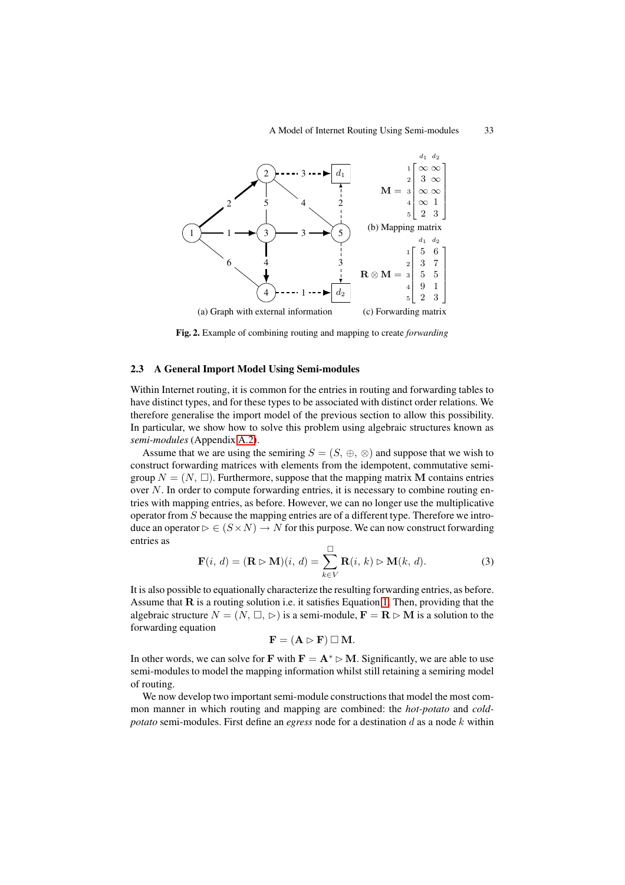$$\mathbf{M} = \begin{array}{c} \\ 1 \\ 2 \\ 3 \\ 4 \\ 5 \end{array} \begin{array}{c} \begin{array}{cc} d_1 & d_2 \end{array} \\ \left[ \begin{array}{cc} \infty & \infty \\ 3 & \infty \\ \infty & \infty \\ \infty & 1 \\ 2 & 3 \end{array} \right] \end{array}$$

(b) Mapping matrix

$$\mathbf{R} \otimes \mathbf{M} = \begin{array}{c} \\ 1 \\ 2 \\ 3 \\ 4 \\ 5 \end{array} \begin{array}{c} \begin{array}{cc} d_1 & d_2 \end{array} \\ \left[ \begin{array}{cc} 5 & 6 \\ 3 & 7 \\ 5 & 5 \\ 9 & 1 \\ 2 & 3 \end{array} \right] \end{array}$$

(a) Graph with external information (c) Forwarding matrix

**Fig. 2.** Example of combining routing and mapping to create *forwarding*

### 2.3 A General Import Model Using Semi-modules

Within Internet routing, it is common for the entries in routing and forwarding tables to have distinct types, and for these types to be associated with distinct order relations. We therefore generalise the import model of the previous section to allow this possibility. In particular, we show how to solve this problem using algebraic structures known as *semi-modules* (Appendix A.2).

Assume that we are using the semiring $S = (S, \oplus, \otimes)$ and suppose that we wish to construct forwarding matrices with elements from the idempotent, commutative semigroup $N = (N, \square)$. Furthermore, suppose that the mapping matrix $\mathbf{M}$ contains entries over $N$. In order to compute forwarding entries, it is necessary to combine routing entries with mapping entries, as before. However, we can no longer use the multiplicative operator from $S$ because the mapping entries are of a different type. Therefore we introduce an operator $\rhd \in (S \times N) \rightarrow N$ for this purpose. We can now construct forwarding entries as

$$\mathbf{F}(i, d) = (\mathbf{R} \rhd \mathbf{M})(i, d) = \sum_{k \in V}^{\square} \mathbf{R}(i, k) \rhd \mathbf{M}(k, d). \tag{3}$$

It is also possible to equationally characterize the resulting forwarding entries, as before. Assume that $\mathbf{R}$ is a routing solution i.e. it satisfies Equation 1. Then, providing that the algebraic structure $N = (N, \square, \rhd)$ is a semi-module, $\mathbf{F} = \mathbf{R} \rhd \mathbf{M}$ is a solution to the forwarding equation

$$\mathbf{F} = (\mathbf{A} \rhd \mathbf{F}) \,\square\, \mathbf{M}.$$

In other words, we can solve for $\mathbf{F}$ with $\mathbf{F} = \mathbf{A}^* \rhd \mathbf{M}$. Significantly, we are able to use semi-modules to model the mapping information whilst still retaining a semiring model of routing.

We now develop two important semi-module constructions that model the most common manner in which routing and mapping are combined: the *hot-potato* and *cold-potato* semi-modules. First define an *egress* node for a destination $d$ as a node $k$ within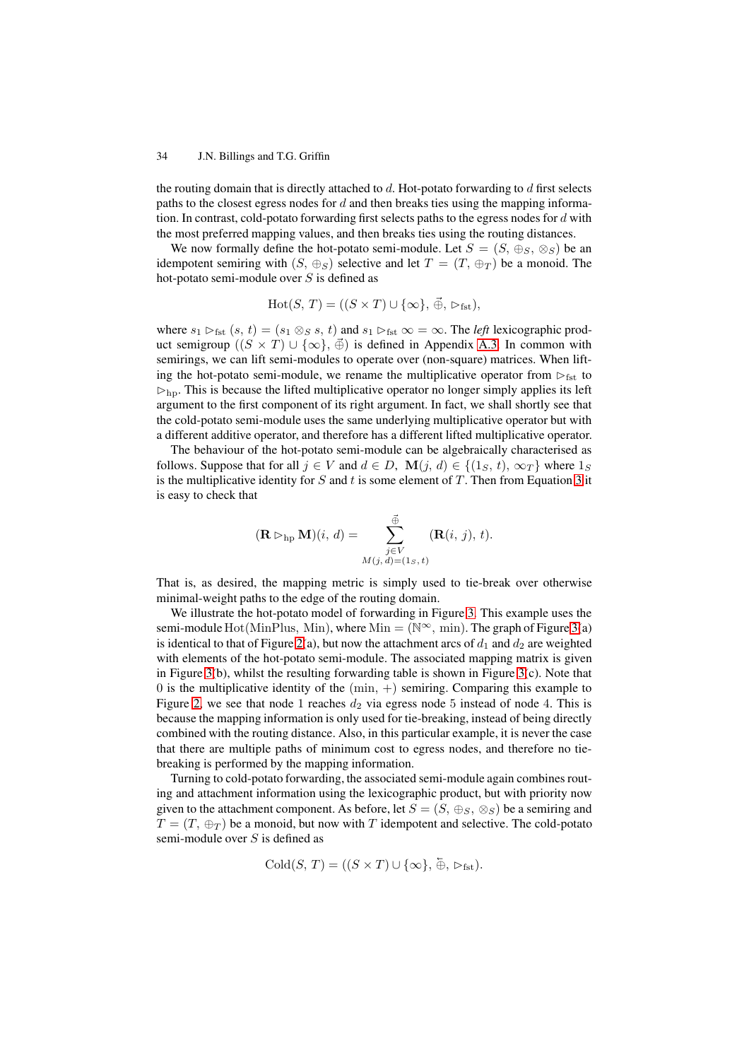the routing domain that is directly attached to $d$. Hot-potato forwarding to $d$ first selects paths to the closest egress nodes for $d$ and then breaks ties using the mapping information. In contrast, cold-potato forwarding first selects paths to the egress nodes for $d$ with the most preferred mapping values, and then breaks ties using the routing distances.

We now formally define the hot-potato semi-module. Let $S = (S, \oplus_S, \otimes_S)$ be an idempotent semiring with $(S, \oplus_S)$ selective and let $T = (T, \oplus_T)$ be a monoid. The hot-potato semi-module over $S$ is defined as

$$\mathrm{Hot}(S, T) = ((S \times T) \cup \{\infty\}, \vec{\oplus}, \rhd_{\mathrm{fst}}),$$

where $s_1 \rhd_{\mathrm{fst}} (s, t) = (s_1 \otimes_S s, t)$ and $s_1 \rhd_{\mathrm{fst}} \infty = \infty$. The *left* lexicographic product semigroup $((S \times T) \cup \{\infty\}, \vec{\oplus})$ is defined in Appendix A.3. In common with semirings, we can lift semi-modules to operate over (non-square) matrices. When lifting the hot-potato semi-module, we rename the multiplicative operator from $\rhd_{\mathrm{fst}}$ to $\rhd_{\mathrm{hp}}$. This is because the lifted multiplicative operator no longer simply applies its left argument to the first component of its right argument. In fact, we shall shortly see that the cold-potato semi-module uses the same underlying multiplicative operator but with a different additive operator, and therefore has a different lifted multiplicative operator.

The behaviour of the hot-potato semi-module can be algebraically characterised as follows. Suppose that for all $j \in V$ and $d \in D$, $\mathbf{M}(j, d) \in \{(1_S, t), \infty_T\}$ where $1_S$ is the multiplicative identity for $S$ and $t$ is some element of $T$. Then from Equation 3 it is easy to check that

$$(\mathbf{R} \rhd_{\mathrm{hp}} \mathbf{M})(i, d) = \sum^{\vec{\oplus}}_{\substack{j \in V \\ M(j, d) = (1_S, t)}} (\mathbf{R}(i, j), t).$$

That is, as desired, the mapping metric is simply used to tie-break over otherwise minimal-weight paths to the edge of the routing domain.

We illustrate the hot-potato model of forwarding in Figure 3. This example uses the semi-module $\mathrm{Hot}(\mathrm{MinPlus}, \mathrm{Min})$, where $\mathrm{Min} = (\mathbb{N}^{\infty}, \min)$. The graph of Figure 3(a) is identical to that of Figure 2(a), but now the attachment arcs of $d_1$ and $d_2$ are weighted with elements of the hot-potato semi-module. The associated mapping matrix is given in Figure 3(b), whilst the resulting forwarding table is shown in Figure 3(c). Note that $0$ is the multiplicative identity of the $(\min, +)$ semiring. Comparing this example to Figure 2, we see that node $1$ reaches $d_2$ via egress node $5$ instead of node $4$. This is because the mapping information is only used for tie-breaking, instead of being directly combined with the routing distance. Also, in this particular example, it is never the case that there are multiple paths of minimum cost to egress nodes, and therefore no tie-breaking is performed by the mapping information.

Turning to cold-potato forwarding, the associated semi-module again combines routing and attachment information using the lexicographic product, but with priority now given to the attachment component. As before, let $S = (S, \oplus_S, \otimes_S)$ be a semiring and $T = (T, \oplus_T)$ be a monoid, but now with $T$ idempotent and selective. The cold-potato semi-module over $S$ is defined as

$$\mathrm{Cold}(S, T) = ((S \times T) \cup \{\infty\}, \overleftarrow{\oplus}, \rhd_{\mathrm{fst}}).$$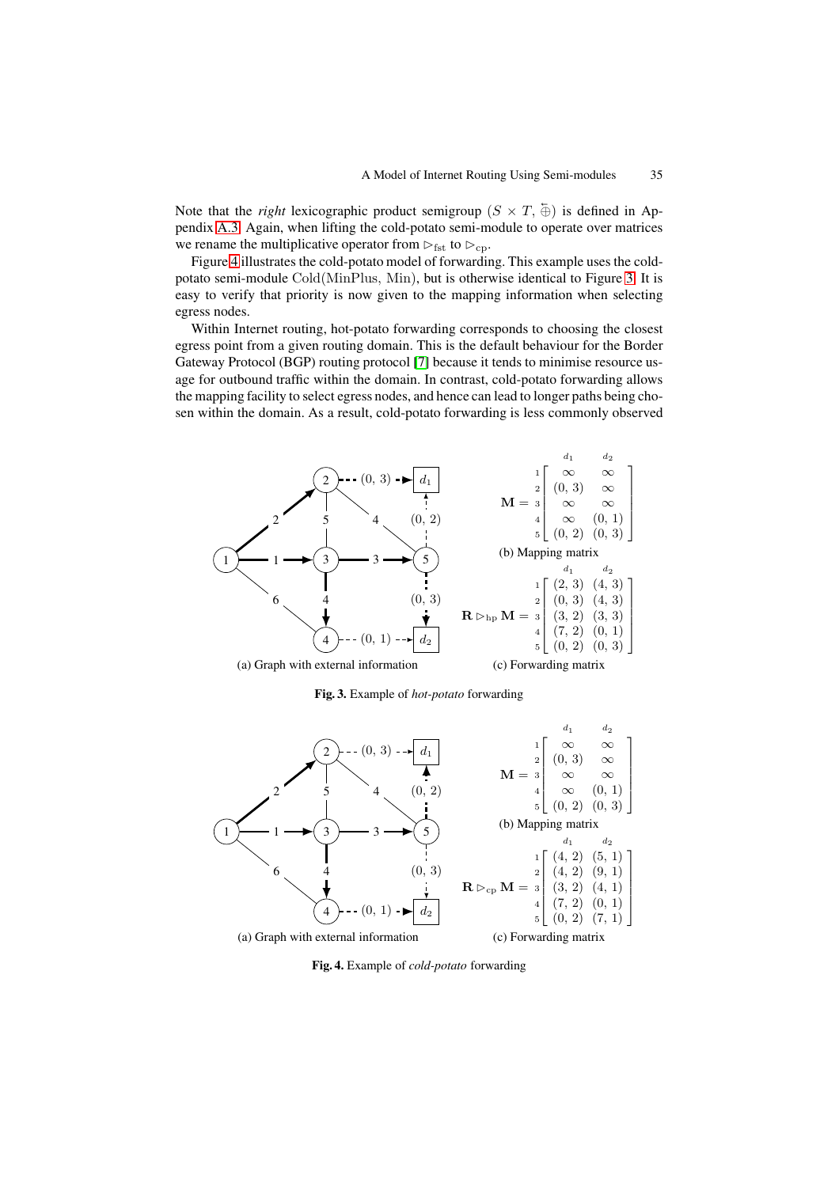Note that the *right* lexicographic product semigroup $(S \times T, \overleftarrow{\oplus})$ is defined in Appendix A.3. Again, when lifting the cold-potato semi-module to operate over matrices we rename the multiplicative operator from $\triangleright_{\text{fst}}$ to $\triangleright_{\text{cp}}$.

Figure 4 illustrates the cold-potato model of forwarding. This example uses the cold-potato semi-module $\text{Cold}(\text{MinPlus}, \text{Min})$, but is otherwise identical to Figure 3. It is easy to verify that priority is now given to the mapping information when selecting egress nodes.

Within Internet routing, hot-potato forwarding corresponds to choosing the closest egress point from a given routing domain. This is the default behaviour for the Border Gateway Protocol (BGP) routing protocol [7] because it tends to minimise resource usage for outbound traffic within the domain. In contrast, cold-potato forwarding allows the mapping facility to select egress nodes, and hence can lead to longer paths being chosen within the domain. As a result, cold-potato forwarding is less commonly observed

(a) Graph with external information

$$\mathbf{M} = \begin{array}{c} \\ 1 \\ 2 \\ 3 \\ 4 \\ 5 \end{array} \begin{array}{c} \begin{array}{cc} d_1 & d_2 \end{array} \\ \begin{bmatrix} \infty & \infty \\ (0,\,3) & \infty \\ \infty & \infty \\ \infty & (0,\,1) \\ (0,\,2) & (0,\,3) \end{bmatrix} \end{array}$$

(b) Mapping matrix

$$\mathbf{R} \triangleright_{\text{hp}} \mathbf{M} = \begin{array}{c} \\ 1 \\ 2 \\ 3 \\ 4 \\ 5 \end{array} \begin{array}{c} \begin{array}{cc} d_1 & d_2 \end{array} \\ \begin{bmatrix} (2,\,3) & (4,\,3) \\ (0,\,3) & (4,\,3) \\ (3,\,2) & (3,\,3) \\ (7,\,2) & (0,\,1) \\ (0,\,2) & (0,\,3) \end{bmatrix} \end{array}$$

(c) Forwarding matrix

**Fig. 3.** Example of *hot-potato* forwarding

(a) Graph with external information

$$\mathbf{M} = \begin{array}{c} \\ 1 \\ 2 \\ 3 \\ 4 \\ 5 \end{array} \begin{array}{c} \begin{array}{cc} d_1 & d_2 \end{array} \\ \begin{bmatrix} \infty & \infty \\ (0,\,3) & \infty \\ \infty & \infty \\ \infty & (0,\,1) \\ (0,\,2) & (0,\,3) \end{bmatrix} \end{array}$$

(b) Mapping matrix

$$\mathbf{R} \triangleright_{\text{cp}} \mathbf{M} = \begin{array}{c} \\ 1 \\ 2 \\ 3 \\ 4 \\ 5 \end{array} \begin{array}{c} \begin{array}{cc} d_1 & d_2 \end{array} \\ \begin{bmatrix} (4,\,2) & (5,\,1) \\ (4,\,2) & (9,\,1) \\ (3,\,2) & (4,\,1) \\ (7,\,2) & (0,\,1) \\ (0,\,2) & (7,\,1) \end{bmatrix} \end{array}$$

(c) Forwarding matrix

**Fig. 4.** Example of *cold-potato* forwarding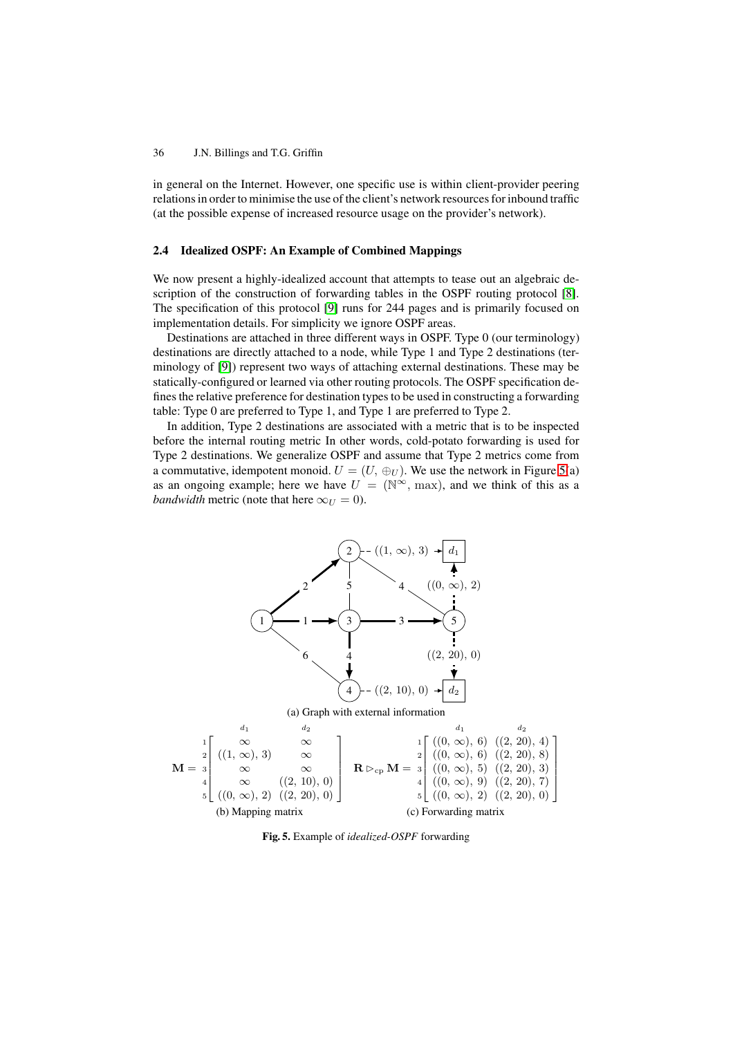in general on the Internet. However, one specific use is within client-provider peering relations in order to minimise the use of the client's network resources for inbound traffic (at the possible expense of increased resource usage on the provider's network).

### 2.4 Idealized OSPF: An Example of Combined Mappings

We now present a highly-idealized account that attempts to tease out an algebraic description of the construction of forwarding tables in the OSPF routing protocol [8]. The specification of this protocol [9] runs for 244 pages and is primarily focused on implementation details. For simplicity we ignore OSPF areas.

Destinations are attached in three different ways in OSPF. Type 0 (our terminology) destinations are directly attached to a node, while Type 1 and Type 2 destinations (terminology of [9]) represent two ways of attaching external destinations. These may be statically-configured or learned via other routing protocols. The OSPF specification defines the relative preference for destination types to be used in constructing a forwarding table: Type 0 are preferred to Type 1, and Type 1 are preferred to Type 2.

In addition, Type 2 destinations are associated with a metric that is to be inspected before the internal routing metric In other words, cold-potato forwarding is used for Type 2 destinations. We generalize OSPF and assume that Type 2 metrics come from a commutative, idempotent monoid. $U = (U, \oplus_U)$. We use the network in Figure 5(a) as an ongoing example; here we have $U = (\mathbb{N}^\infty, \max)$, and we think of this as a *bandwidth* metric (note that here $\infty_U = 0$).

(a) Graph with external information

$$
\mathbf{M} = \begin{array}{c} \\ 1 \\ 2 \\ 3 \\ 4 \\ 5 \end{array}
\begin{array}{c} d_1 \quad\quad\quad d_2 \\
\begin{bmatrix}
\infty & \infty \\
((1,\infty), 3) & \infty \\
\infty & \infty \\
\infty & ((2, 10), 0) \\
((0,\infty), 2) & ((2, 20), 0)
\end{bmatrix}
\end{array}
$$

(b) Mapping matrix

$$
\mathbf{R} \rhd_{\mathrm{cp}} \mathbf{M} = \begin{array}{c} \\ 1 \\ 2 \\ 3 \\ 4 \\ 5 \end{array}
\begin{array}{c} d_1 \quad\quad\quad d_2 \\
\begin{bmatrix}
((0,\infty), 6) & ((2, 20), 4) \\
((0,\infty), 6) & ((2, 20), 8) \\
((0,\infty), 5) & ((2, 20), 3) \\
((0,\infty), 9) & ((2, 20), 7) \\
((0,\infty), 2) & ((2, 20), 0)
\end{bmatrix}
\end{array}
$$

(c) Forwarding matrix

**Fig. 5.** Example of *idealized-OSPF* forwarding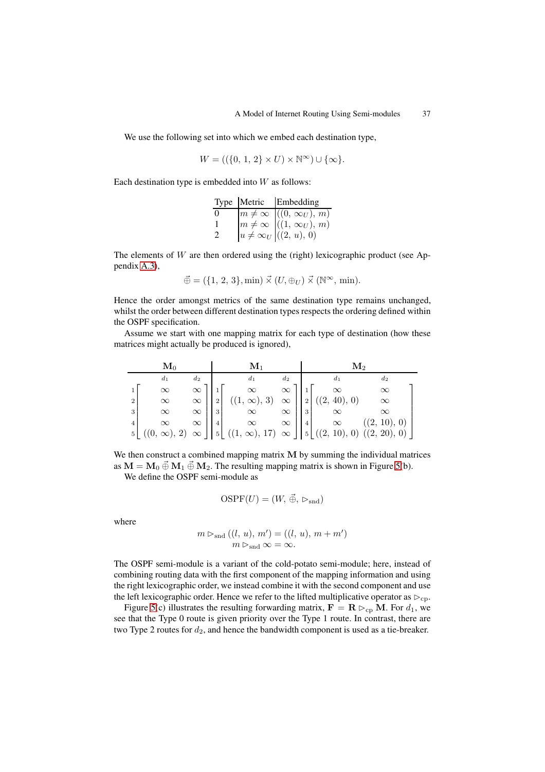We use the following set into which we embed each destination type,

$$W = ((\{0, 1, 2\} \times U) \times \mathbb{N}^{\infty}) \cup \{\infty\}.$$

Each destination type is embedded into $W$ as follows:

| Type | Metric | Embedding |
|---|---|---|
| 0 | $m \neq \infty$ | $((0, \infty_U), m)$ |
| 1 | $m \neq \infty$ | $((1, \infty_U), m)$ |
| 2 | $u \neq \infty_U$ | $((2, u), 0)$ |

The elements of $W$ are then ordered using the (right) lexicographic product (see Appendix A.3),

$$\vec{\oplus} = (\{1, 2, 3\}, \min) \vec{\times} (U, \oplus_U) \vec{\times} (\mathbb{N}^{\infty}, \min).$$

Hence the order amongst metrics of the same destination type remains unchanged, whilst the order between different destination types respects the ordering defined within the OSPF specification.

Assume we start with one mapping matrix for each type of destination (how these matrices might actually be produced is ignored),

$$\mathbf{M}_0 = \begin{array}{c} \\ 1 \\ 2 \\ 3 \\ 4 \\ 5 \end{array} \begin{array}{c} \begin{array}{cc} d_1 & d_2 \end{array} \\ \begin{bmatrix} \infty & \infty \\ \infty & \infty \\ \infty & \infty \\ \infty & \infty \\ ((0, \infty), 2) & \infty \end{bmatrix} \end{array}
\quad
\mathbf{M}_1 = \begin{array}{c} \\ 1 \\ 2 \\ 3 \\ 4 \\ 5 \end{array} \begin{array}{c} \begin{array}{cc} d_1 & d_2 \end{array} \\ \begin{bmatrix} \infty & \infty \\ ((1, \infty), 3) & \infty \\ \infty & \infty \\ \infty & \infty \\ ((1, \infty), 17) & \infty \end{bmatrix} \end{array}
\quad
\mathbf{M}_2 = \begin{array}{c} \\ 1 \\ 2 \\ 3 \\ 4 \\ 5 \end{array} \begin{array}{c} \begin{array}{cc} d_1 & d_2 \end{array} \\ \begin{bmatrix} \infty & \infty \\ ((2, 40), 0) & \infty \\ \infty & \infty \\ \infty & ((2, 10), 0) \\ ((2, 10), 0) & ((2, 20), 0) \end{bmatrix} \end{array}$$

We then construct a combined mapping matrix $\mathbf{M}$ by summing the individual matrices as $\mathbf{M} = \mathbf{M}_0 \vec{\oplus} \mathbf{M}_1 \vec{\oplus} \mathbf{M}_2$. The resulting mapping matrix is shown in Figure 5(b).

We define the OSPF semi-module as

$$\mathrm{OSPF}(U) = (W, \vec{\oplus}, \rhd_{\mathrm{snd}})$$

where

$$m \rhd_{\mathrm{snd}} ((l, u), m') = ((l, u), m + m')$$
$$m \rhd_{\mathrm{snd}} \infty = \infty.$$

The OSPF semi-module is a variant of the cold-potato semi-module; here, instead of combining routing data with the first component of the mapping information and using the right lexicographic order, we instead combine it with the second component and use the left lexicographic order. Hence we refer to the lifted multiplicative operator as $\rhd_{\mathrm{cp}}$.

Figure 5(c) illustrates the resulting forwarding matrix, $\mathbf{F} = \mathbf{R} \rhd_{\mathrm{cp}} \mathbf{M}$. For $d_1$, we see that the Type 0 route is given priority over the Type 1 route. In contrast, there are two Type 2 routes for $d_2$, and hence the bandwidth component is used as a tie-breaker.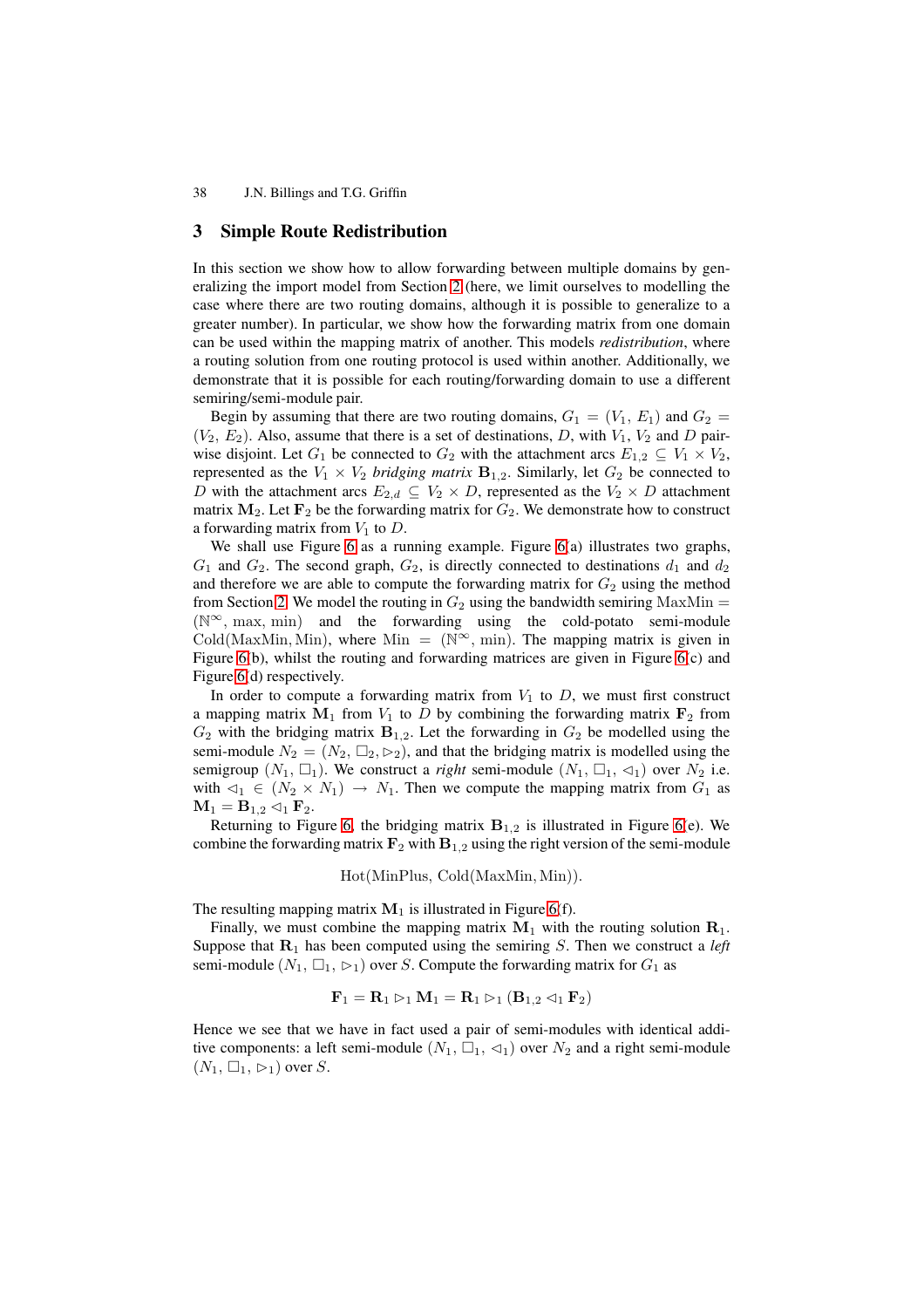## 3 Simple Route Redistribution

In this section we show how to allow forwarding between multiple domains by generalizing the import model from Section 2 (here, we limit ourselves to modelling the case where there are two routing domains, although it is possible to generalize to a greater number). In particular, we show how the forwarding matrix from one domain can be used within the mapping matrix of another. This models *redistribution*, where a routing solution from one routing protocol is used within another. Additionally, we demonstrate that it is possible for each routing/forwarding domain to use a different semiring/semi-module pair.

Begin by assuming that there are two routing domains, $G_1 = (V_1, E_1)$ and $G_2 = (V_2, E_2)$. Also, assume that there is a set of destinations, $D$, with $V_1$, $V_2$ and $D$ pairwise disjoint. Let $G_1$ be connected to $G_2$ with the attachment arcs $E_{1,2} \subseteq V_1 \times V_2$, represented as the $V_1 \times V_2$ *bridging matrix* $\mathbf{B}_{1,2}$. Similarly, let $G_2$ be connected to $D$ with the attachment arcs $E_{2,d} \subseteq V_2 \times D$, represented as the $V_2 \times D$ attachment matrix $\mathbf{M}_2$. Let $\mathbf{F}_2$ be the forwarding matrix for $G_2$. We demonstrate how to construct a forwarding matrix from $V_1$ to $D$.

We shall use Figure 6 as a running example. Figure 6(a) illustrates two graphs, $G_1$ and $G_2$. The second graph, $G_2$, is directly connected to destinations $d_1$ and $d_2$ and therefore we are able to compute the forwarding matrix for $G_2$ using the method from Section 2. We model the routing in $G_2$ using the bandwidth semiring $\mathrm{MaxMin} = (\mathbb{N}^{\infty}, \max, \min)$ and the forwarding using the cold-potato semi-module $\mathrm{Cold}(\mathrm{MaxMin}, \mathrm{Min})$, where $\mathrm{Min} = (\mathbb{N}^{\infty}, \min)$. The mapping matrix is given in Figure 6(b), whilst the routing and forwarding matrices are given in Figure 6(c) and Figure 6(d) respectively.

In order to compute a forwarding matrix from $V_1$ to $D$, we must first construct a mapping matrix $\mathbf{M}_1$ from $V_1$ to $D$ by combining the forwarding matrix $\mathbf{F}_2$ from $G_2$ with the bridging matrix $\mathbf{B}_{1,2}$. Let the forwarding in $G_2$ be modelled using the semi-module $N_2 = (N_2, \Box_2, \rhd_2)$, and that the bridging matrix is modelled using the semigroup $(N_1, \Box_1)$. We construct a *right* semi-module $(N_1, \Box_1, \lhd_1)$ over $N_2$ i.e. with $\lhd_1 \in (N_2 \times N_1) \rightarrow N_1$. Then we compute the mapping matrix from $G_1$ as $\mathbf{M}_1 = \mathbf{B}_{1,2} \lhd_1 \mathbf{F}_2$.

Returning to Figure 6, the bridging matrix $\mathbf{B}_{1,2}$ is illustrated in Figure 6(e). We combine the forwarding matrix $\mathbf{F}_2$ with $\mathbf{B}_{1,2}$ using the right version of the semi-module

$$\mathrm{Hot}(\mathrm{MinPlus}, \mathrm{Cold}(\mathrm{MaxMin}, \mathrm{Min})).$$

The resulting mapping matrix $\mathbf{M}_1$ is illustrated in Figure 6(f).

Finally, we must combine the mapping matrix $\mathbf{M}_1$ with the routing solution $\mathbf{R}_1$. Suppose that $\mathbf{R}_1$ has been computed using the semiring $S$. Then we construct a *left* semi-module $(N_1, \Box_1, \rhd_1)$ over $S$. Compute the forwarding matrix for $G_1$ as

$$\mathbf{F}_1 = \mathbf{R}_1 \rhd_1 \mathbf{M}_1 = \mathbf{R}_1 \rhd_1 (\mathbf{B}_{1,2} \lhd_1 \mathbf{F}_2)$$

Hence we see that we have in fact used a pair of semi-modules with identical additive components: a left semi-module $(N_1, \Box_1, \lhd_1)$ over $N_2$ and a right semi-module $(N_1, \Box_1, \rhd_1)$ over $S$.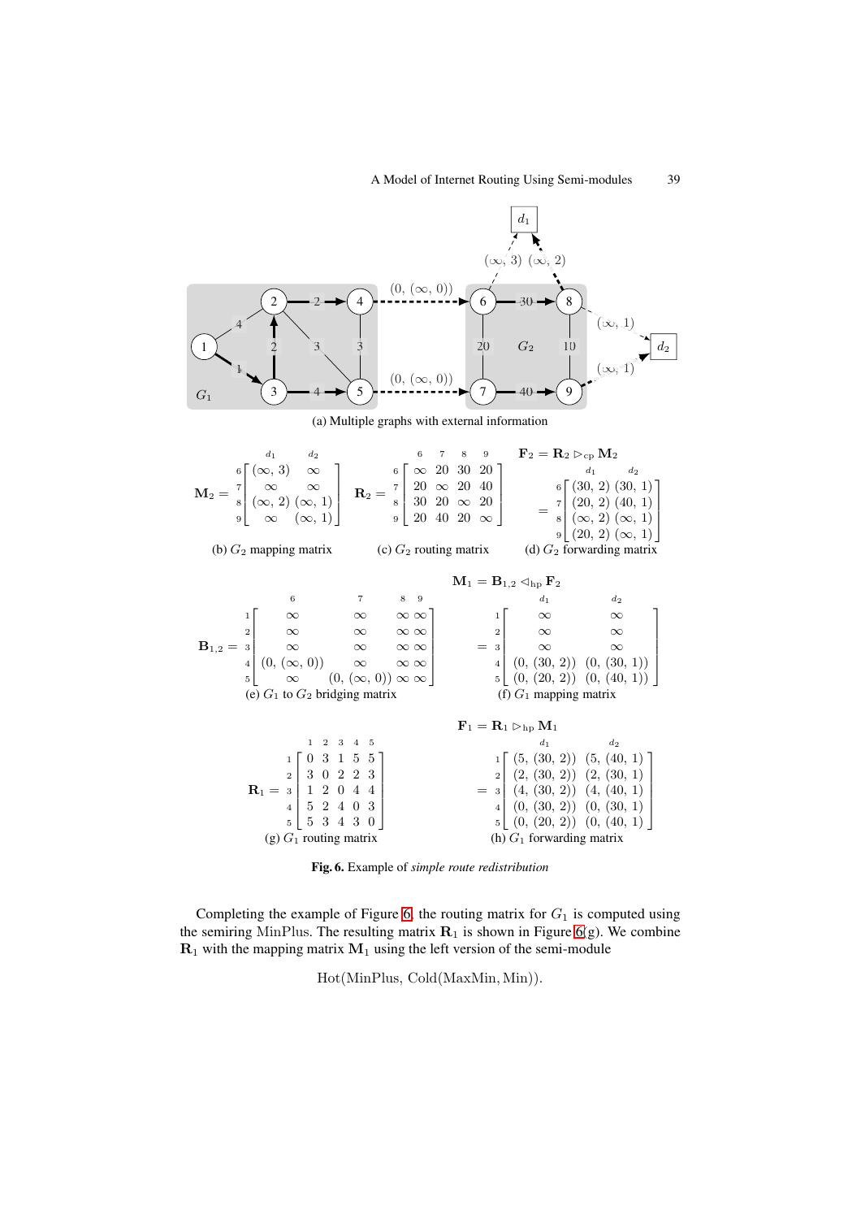(a) Multiple graphs with external information

$$\mathbf{M}_2 = \begin{bmatrix} (\infty, 3) & \infty \\ \infty & \infty \\ (\infty, 2) & (\infty, 1) \\ \infty & (\infty, 1) \end{bmatrix}$$

(b) $G_2$ mapping matrix

$$\mathbf{R}_2 = \begin{bmatrix} \infty & 20 & 30 & 20 \\ 20 & \infty & 20 & 40 \\ 30 & 20 & \infty & 20 \\ 20 & 40 & 20 & \infty \end{bmatrix}$$

(c) $G_2$ routing matrix

$$\mathbf{F}_2 = \mathbf{R}_2 \triangleright_{\mathrm{cp}} \mathbf{M}_2 = \begin{bmatrix} (30, 2) & (30, 1) \\ (20, 2) & (40, 1) \\ (\infty, 2) & (\infty, 1) \\ (20, 2) & (\infty, 1) \end{bmatrix}$$

(d) $G_2$ forwarding matrix

$$\mathbf{B}_{1,2} = \begin{bmatrix} \infty & \infty & \infty & \infty \\ \infty & \infty & \infty & \infty \\ \infty & \infty & \infty & \infty \\ (0, (\infty, 0)) & \infty & \infty & \infty \\ \infty & (0, (\infty, 0)) & \infty & \infty \end{bmatrix}$$

(e) $G_1$ to $G_2$ bridging matrix

$$\mathbf{M}_1 = \mathbf{B}_{1,2} \triangleleft_{\mathrm{hp}} \mathbf{F}_2 = \begin{bmatrix} \infty & \infty \\ \infty & \infty \\ \infty & \infty \\ (0, (30, 2)) & (0, (30, 1)) \\ (0, (20, 2)) & (0, (40, 1)) \end{bmatrix}$$

(f) $G_1$ mapping matrix

$$\mathbf{R}_1 = \begin{bmatrix} 0 & 3 & 1 & 5 & 5 \\ 3 & 0 & 2 & 2 & 3 \\ 1 & 2 & 0 & 4 & 4 \\ 5 & 2 & 4 & 0 & 3 \\ 5 & 3 & 4 & 3 & 0 \end{bmatrix}$$

(g) $G_1$ routing matrix

$$\mathbf{F}_1 = \mathbf{R}_1 \triangleright_{\mathrm{hp}} \mathbf{M}_1 = \begin{bmatrix} (5, (30, 2)) & (5, (40, 1)) \\ (2, (30, 2)) & (2, (30, 1)) \\ (4, (30, 2)) & (4, (40, 1)) \\ (0, (30, 2)) & (0, (30, 1)) \\ (0, (20, 2)) & (0, (40, 1)) \end{bmatrix}$$

(h) $G_1$ forwarding matrix

**Fig. 6.** Example of *simple route redistribution*

Completing the example of Figure 6, the routing matrix for $G_1$ is computed using the semiring $\mathrm{MinPlus}$. The resulting matrix $\mathbf{R}_1$ is shown in Figure 6(g). We combine $\mathbf{R}_1$ with the mapping matrix $\mathbf{M}_1$ using the left version of the semi-module

$$\mathrm{Hot}(\mathrm{MinPlus},\ \mathrm{Cold}(\mathrm{MaxMin}, \mathrm{Min})).$$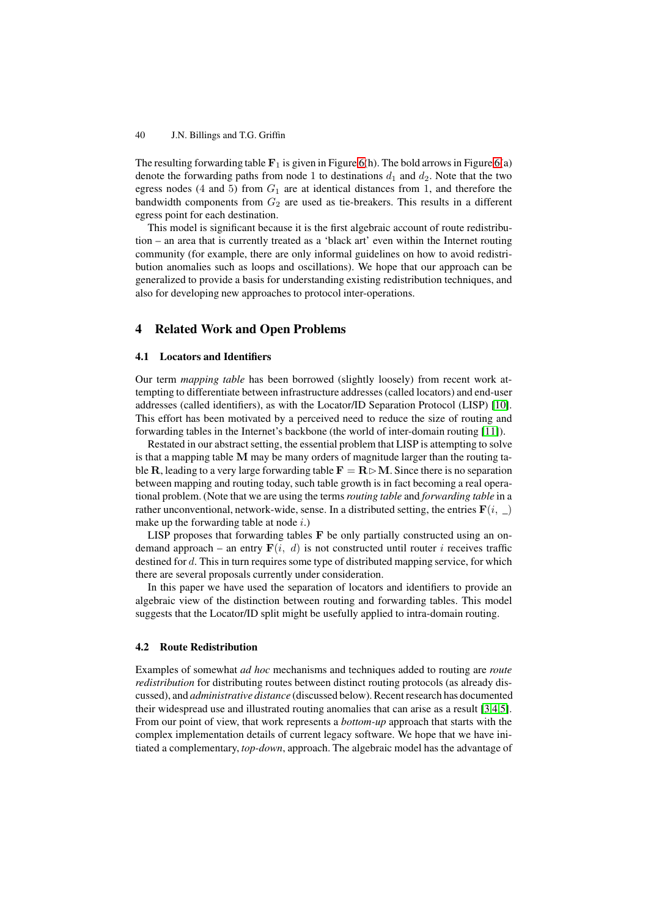The resulting forwarding table $\mathbf{F}_1$ is given in Figure 6(h). The bold arrows in Figure 6(a) denote the forwarding paths from node 1 to destinations $d_1$ and $d_2$. Note that the two egress nodes (4 and 5) from $G_1$ are at identical distances from 1, and therefore the bandwidth components from $G_2$ are used as tie-breakers. This results in a different egress point for each destination.

This model is significant because it is the first algebraic account of route redistribution – an area that is currently treated as a 'black art' even within the Internet routing community (for example, there are only informal guidelines on how to avoid redistribution anomalies such as loops and oscillations). We hope that our approach can be generalized to provide a basis for understanding existing redistribution techniques, and also for developing new approaches to protocol inter-operations.

## 4 Related Work and Open Problems

### 4.1 Locators and Identifiers

Our term *mapping table* has been borrowed (slightly loosely) from recent work attempting to differentiate between infrastructure addresses (called locators) and end-user addresses (called identifiers), as with the Locator/ID Separation Protocol (LISP) [10]. This effort has been motivated by a perceived need to reduce the size of routing and forwarding tables in the Internet's backbone (the world of inter-domain routing [11]).

Restated in our abstract setting, the essential problem that LISP is attempting to solve is that a mapping table $\mathbf{M}$ may be many orders of magnitude larger than the routing table $\mathbf{R}$, leading to a very large forwarding table $\mathbf{F} = \mathbf{R} \triangleright \mathbf{M}$. Since there is no separation between mapping and routing today, such table growth is in fact becoming a real operational problem. (Note that we are using the terms *routing table* and *forwarding table* in a rather unconventional, network-wide, sense. In a distributed setting, the entries $\mathbf{F}(i,\ \_)$ make up the forwarding table at node $i$.)

LISP proposes that forwarding tables $\mathbf{F}$ be only partially constructed using an on-demand approach – an entry $\mathbf{F}(i,\ d)$ is not constructed until router $i$ receives traffic destined for $d$. This in turn requires some type of distributed mapping service, for which there are several proposals currently under consideration.

In this paper we have used the separation of locators and identifiers to provide an algebraic view of the distinction between routing and forwarding tables. This model suggests that the Locator/ID split might be usefully applied to intra-domain routing.

### 4.2 Route Redistribution

Examples of somewhat *ad hoc* mechanisms and techniques added to routing are *route redistribution* for distributing routes between distinct routing protocols (as already discussed), and *administrative distance* (discussed below). Recent research has documented their widespread use and illustrated routing anomalies that can arise as a result [3,4,5]. From our point of view, that work represents a *bottom-up* approach that starts with the complex implementation details of current legacy software. We hope that we have initiated a complementary, *top-down*, approach. The algebraic model has the advantage of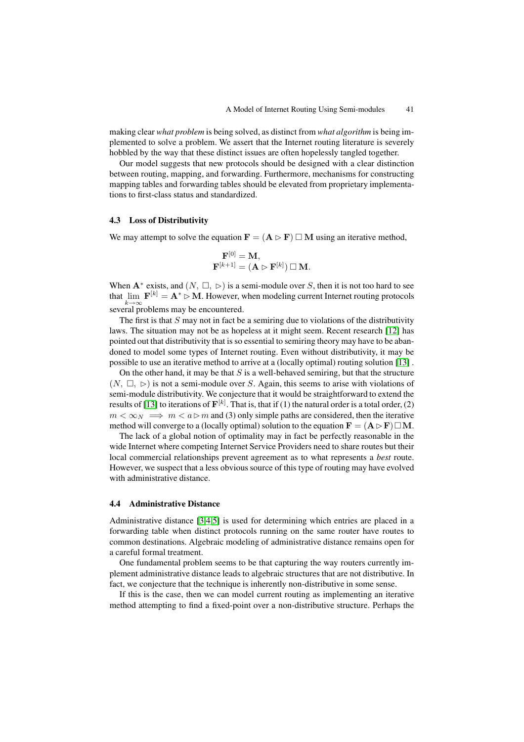making clear *what problem* is being solved, as distinct from *what algorithm* is being implemented to solve a problem. We assert that the Internet routing literature is severely hobbled by the way that these distinct issues are often hopelessly tangled together.

Our model suggests that new protocols should be designed with a clear distinction between routing, mapping, and forwarding. Furthermore, mechanisms for constructing mapping tables and forwarding tables should be elevated from proprietary implementations to first-class status and standardized.

### 4.3 Loss of Distributivity

We may attempt to solve the equation $\mathbf{F} = (\mathbf{A} \rhd \mathbf{F}) \,\Box\, \mathbf{M}$ using an iterative method,

$$\mathbf{F}^{[0]} = \mathbf{M},$$
$$\mathbf{F}^{[k+1]} = (\mathbf{A} \rhd \mathbf{F}^{[k]}) \,\Box\, \mathbf{M}.$$

When $\mathbf{A}^*$ exists, and $(N,\ \Box,\ \rhd)$ is a semi-module over $S$, then it is not too hard to see that $\lim_{k\to\infty} \mathbf{F}^{[k]} = \mathbf{A}^* \rhd \mathbf{M}$. However, when modeling current Internet routing protocols several problems may be encountered.

The first is that $S$ may not in fact be a semiring due to violations of the distributivity laws. The situation may not be as hopeless at it might seem. Recent research [12] has pointed out that distributivity that is so essential to semiring theory may have to be abandoned to model some types of Internet routing. Even without distributivity, it may be possible to use an iterative method to arrive at a (locally optimal) routing solution [13] .

On the other hand, it may be that $S$ is a well-behaved semiring, but that the structure $(N,\ \Box,\ \rhd)$ is not a semi-module over $S$. Again, this seems to arise with violations of semi-module distributivity. We conjecture that it would be straightforward to extend the results of [13] to iterations of $\mathbf{F}^{[k]}$. That is, that if (1) the natural order is a total order, (2) $m < \infty_N \implies m < a \rhd m$ and (3) only simple paths are considered, then the iterative method will converge to a (locally optimal) solution to the equation $\mathbf{F} = (\mathbf{A} \rhd \mathbf{F}) \,\Box\, \mathbf{M}$.

The lack of a global notion of optimality may in fact be perfectly reasonable in the wide Internet where competing Internet Service Providers need to share routes but their local commercial relationships prevent agreement as to what represents a *best* route. However, we suspect that a less obvious source of this type of routing may have evolved with administrative distance.

### 4.4 Administrative Distance

Administrative distance [3,4,5] is used for determining which entries are placed in a forwarding table when distinct protocols running on the same router have routes to common destinations. Algebraic modeling of administrative distance remains open for a careful formal treatment.

One fundamental problem seems to be that capturing the way routers currently implement administrative distance leads to algebraic structures that are not distributive. In fact, we conjecture that the technique is inherently non-distributive in some sense.

If this is the case, then we can model current routing as implementing an iterative method attempting to find a fixed-point over a non-distributive structure. Perhaps the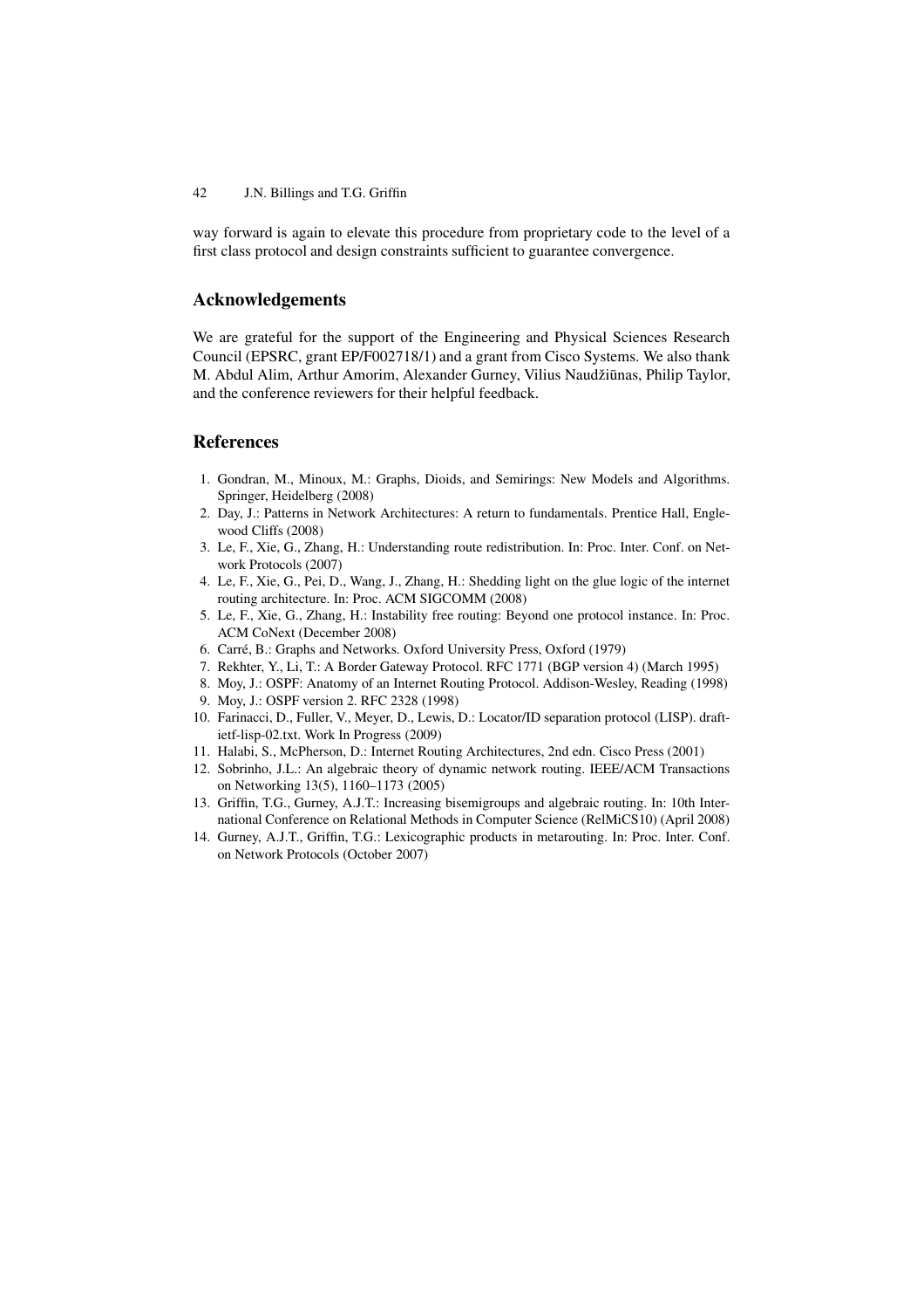way forward is again to elevate this procedure from proprietary code to the level of a first class protocol and design constraints sufficient to guarantee convergence.

## Acknowledgements

We are grateful for the support of the Engineering and Physical Sciences Research Council (EPSRC, grant EP/F002718/1) and a grant from Cisco Systems. We also thank M. Abdul Alim, Arthur Amorim, Alexander Gurney, Vilius Naudžiūnas, Philip Taylor, and the conference reviewers for their helpful feedback.

## References

1. Gondran, M., Minoux, M.: Graphs, Dioids, and Semirings: New Models and Algorithms. Springer, Heidelberg (2008)
2. Day, J.: Patterns in Network Architectures: A return to fundamentals. Prentice Hall, Englewood Cliffs (2008)
3. Le, F., Xie, G., Zhang, H.: Understanding route redistribution. In: Proc. Inter. Conf. on Network Protocols (2007)
4. Le, F., Xie, G., Pei, D., Wang, J., Zhang, H.: Shedding light on the glue logic of the internet routing architecture. In: Proc. ACM SIGCOMM (2008)
5. Le, F., Xie, G., Zhang, H.: Instability free routing: Beyond one protocol instance. In: Proc. ACM CoNext (December 2008)
6. Carré, B.: Graphs and Networks. Oxford University Press, Oxford (1979)
7. Rekhter, Y., Li, T.: A Border Gateway Protocol. RFC 1771 (BGP version 4) (March 1995)
8. Moy, J.: OSPF: Anatomy of an Internet Routing Protocol. Addison-Wesley, Reading (1998)
9. Moy, J.: OSPF version 2. RFC 2328 (1998)
10. Farinacci, D., Fuller, V., Meyer, D., Lewis, D.: Locator/ID separation protocol (LISP). draft-ietf-lisp-02.txt. Work In Progress (2009)
11. Halabi, S., McPherson, D.: Internet Routing Architectures, 2nd edn. Cisco Press (2001)
12. Sobrinho, J.L.: An algebraic theory of dynamic network routing. IEEE/ACM Transactions on Networking 13(5), 1160–1173 (2005)
13. Griffin, T.G., Gurney, A.J.T.: Increasing bisemigroups and algebraic routing. In: 10th International Conference on Relational Methods in Computer Science (RelMiCS10) (April 2008)
14. Gurney, A.J.T., Griffin, T.G.: Lexicographic products in metarouting. In: Proc. Inter. Conf. on Network Protocols (October 2007)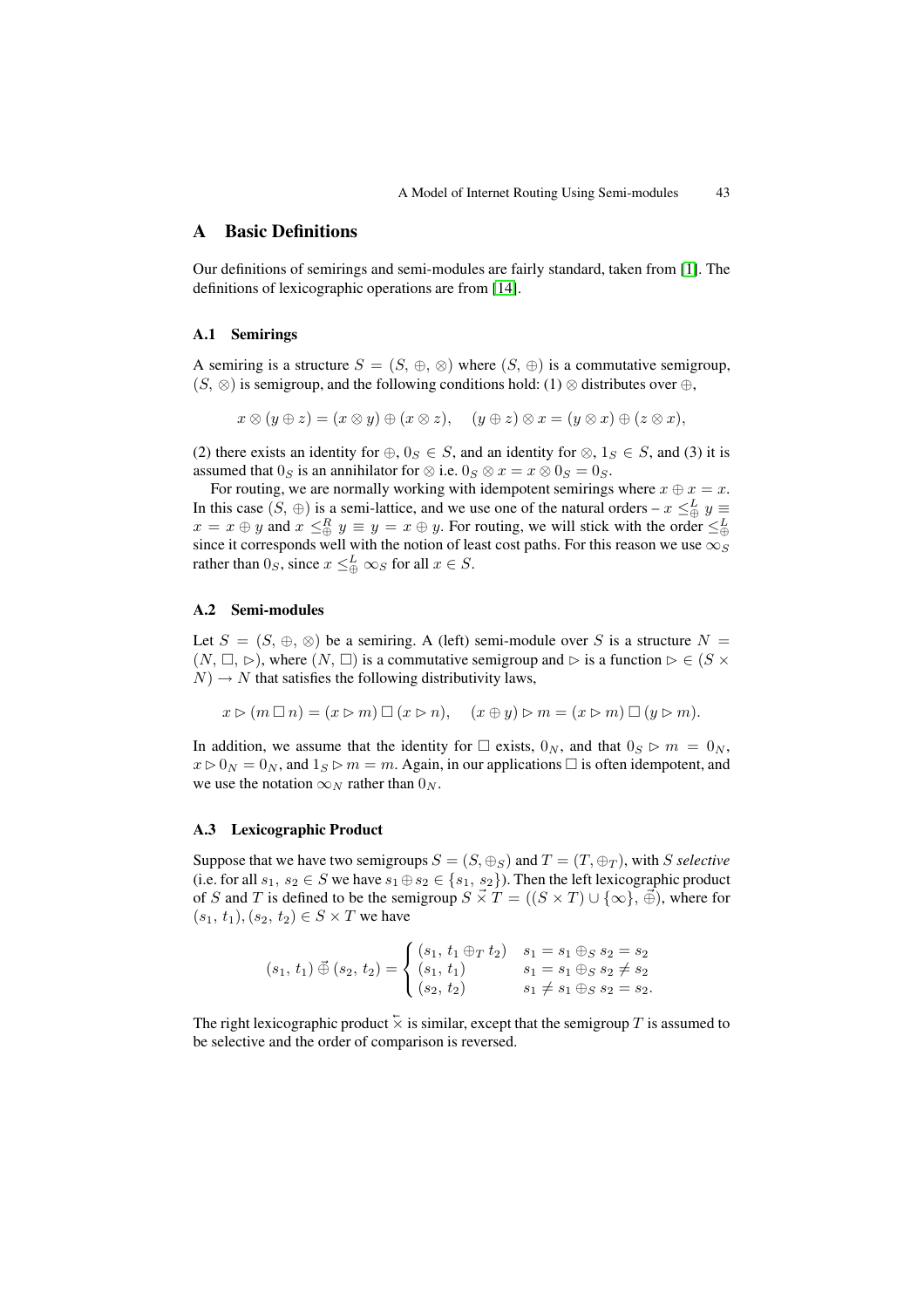## A Basic Definitions

Our definitions of semirings and semi-modules are fairly standard, taken from [1]. The definitions of lexicographic operations are from [14].

### A.1 Semirings

A semiring is a structure $S = (S, \oplus, \otimes)$ where $(S, \oplus)$ is a commutative semigroup, $(S, \otimes)$ is semigroup, and the following conditions hold: (1) $\otimes$ distributes over $\oplus$,

$$x \otimes (y \oplus z) = (x \otimes y) \oplus (x \otimes z), \quad (y \oplus z) \otimes x = (y \otimes x) \oplus (z \otimes x),$$

(2) there exists an identity for $\oplus$, $0_S \in S$, and an identity for $\otimes$, $1_S \in S$, and (3) it is assumed that $0_S$ is an annihilator for $\otimes$ i.e. $0_S \otimes x = x \otimes 0_S = 0_S$.

For routing, we are normally working with idempotent semirings where $x \oplus x = x$. In this case $(S, \oplus)$ is a semi-lattice, and we use one of the natural orders – $x \leq^L_\oplus y \equiv x = x \oplus y$ and $x \leq^R_\oplus y \equiv y = x \oplus y$. For routing, we will stick with the order $\leq^L_\oplus$ since it corresponds well with the notion of least cost paths. For this reason we use $\infty_S$ rather than $0_S$, since $x \leq^L_\oplus \infty_S$ for all $x \in S$.

### A.2 Semi-modules

Let $S = (S, \oplus, \otimes)$ be a semiring. A (left) semi-module over $S$ is a structure $N = (N, \Box, \rhd)$, where $(N, \Box)$ is a commutative semigroup and $\rhd$ is a function $\rhd \in (S \times N) \rightarrow N$ that satisfies the following distributivity laws,

$$x \rhd (m \,\Box\, n) = (x \rhd m) \,\Box\, (x \rhd n), \quad (x \oplus y) \rhd m = (x \rhd m) \,\Box\, (y \rhd m).$$

In addition, we assume that the identity for $\Box$ exists, $0_N$, and that $0_S \rhd m = 0_N$, $x \rhd 0_N = 0_N$, and $1_S \rhd m = m$. Again, in our applications $\Box$ is often idempotent, and we use the notation $\infty_N$ rather than $0_N$.

### A.3 Lexicographic Product

Suppose that we have two semigroups $S = (S, \oplus_S)$ and $T = (T, \oplus_T)$, with $S$ *selective* (i.e. for all $s_1, s_2 \in S$ we have $s_1 \oplus s_2 \in \{s_1, s_2\}$). Then the left lexicographic product of $S$ and $T$ is defined to be the semigroup $S \vec{\times} T = ((S \times T) \cup \{\infty\}, \vec{\oplus})$, where for $(s_1, t_1), (s_2, t_2) \in S \times T$ we have

$$(s_1, t_1) \,\vec{\oplus}\, (s_2, t_2) = \begin{cases} (s_1, t_1 \oplus_T t_2) & s_1 = s_1 \oplus_S s_2 = s_2 \\ (s_1, t_1) & s_1 = s_1 \oplus_S s_2 \neq s_2 \\ (s_2, t_2) & s_1 \neq s_1 \oplus_S s_2 = s_2. \end{cases}$$

The right lexicographic product $\overleftarrow{\times}$ is similar, except that the semigroup $T$ is assumed to be selective and the order of comparison is reversed.